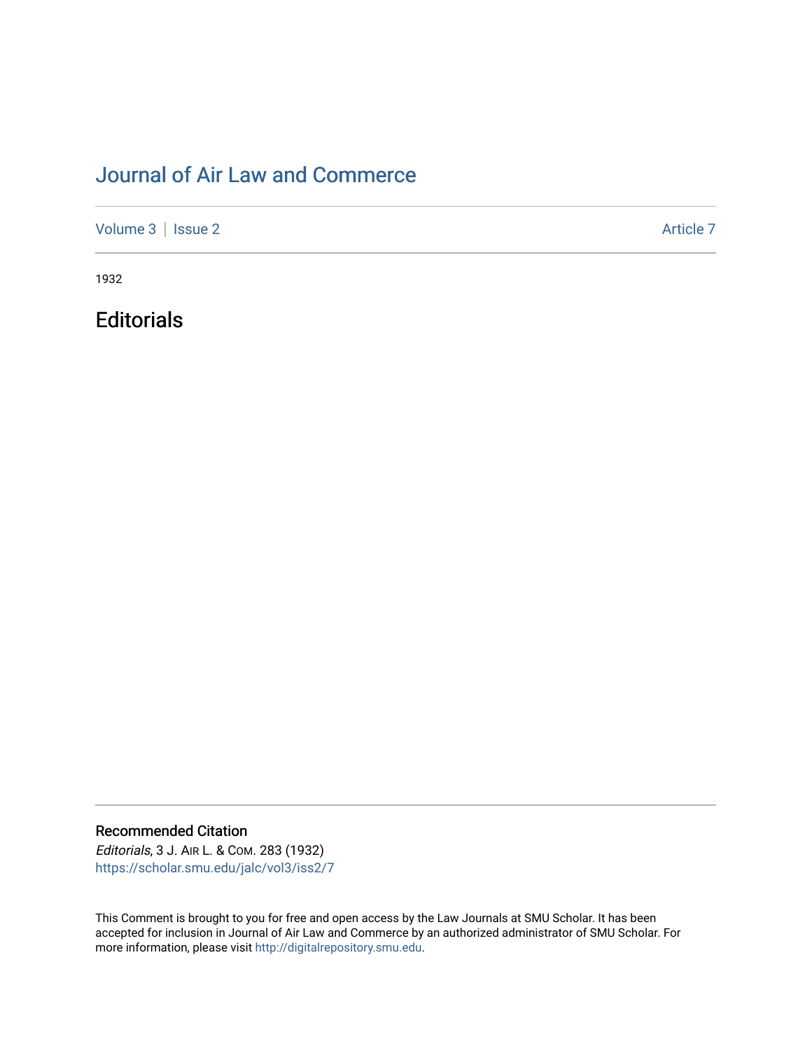# Journal of Air Law and Commerce

Volume 3 | Issue 2 Article 7

1932

## Editorials

### Recommended Citation

*Editorials*, 3 J. AIR L. & COM. 283 (1932)
https://scholar.smu.edu/jalc/vol3/iss2/7

This Comment is brought to you for free and open access by the Law Journals at SMU Scholar. It has been accepted for inclusion in Journal of Air Law and Commerce by an authorized administrator of SMU Scholar. For more information, please visit http://digitalrepository.smu.edu.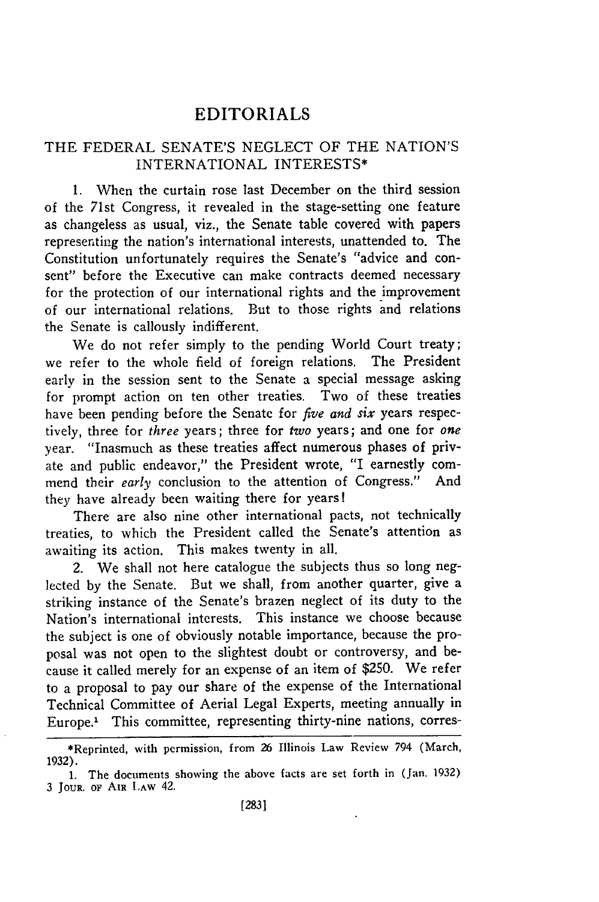# EDITORIALS

## THE FEDERAL SENATE'S NEGLECT OF THE NATION'S INTERNATIONAL INTERESTS*

1. When the curtain rose last December on the third session of the 71st Congress, it revealed in the stage-setting one feature as changeless as usual, viz., the Senate table covered with papers representing the nation's international interests, unattended to. The Constitution unfortunately requires the Senate's "advice and consent" before the Executive can make contracts deemed necessary for the protection of our international rights and the improvement of our international relations. But to those rights and relations the Senate is callously indifferent.

We do not refer simply to the pending World Court treaty; we refer to the whole field of foreign relations. The President early in the session sent to the Senate a special message asking for prompt action on ten other treaties. Two of these treaties have been pending before the Senate for *five and six* years respectively, three for *three* years; three for *two* years; and one for *one* year. "Inasmuch as these treaties affect numerous phases of private and public endeavor," the President wrote, "I earnestly commend their *early* conclusion to the attention of Congress." And they have already been waiting there for years!

There are also nine other international pacts, not technically treaties, to which the President called the Senate's attention as awaiting its action. This makes twenty in all.

2. We shall not here catalogue the subjects thus so long neglected by the Senate. But we shall, from another quarter, give a striking instance of the Senate's brazen neglect of its duty to the Nation's international interests. This instance we choose because the subject is one of obviously notable importance, because the proposal was not open to the slightest doubt or controversy, and because it called merely for an expense of an item of $250. We refer to a proposal to pay our share of the expense of the International Technical Committee of Aerial Legal Experts, meeting annually in Europe.[1] This committee, representing thirty-nine nations, corres-

---

*Reprinted, with permission, from 26 Illinois Law Review 794 (March, 1932).

1. The documents showing the above facts are set forth in (Jan. 1932) 3 JOUR. OF AIR LAW 42.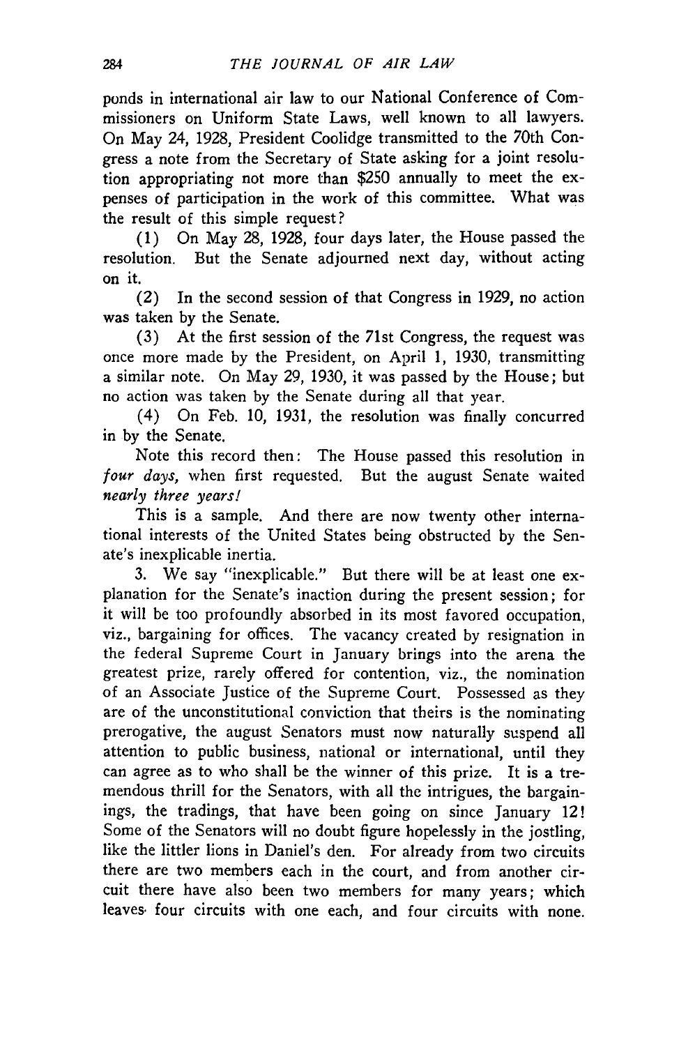ponds in international air law to our National Conference of Commissioners on Uniform State Laws, well known to all lawyers. On May 24, 1928, President Coolidge transmitted to the 70th Congress a note from the Secretary of State asking for a joint resolution appropriating not more than $250 annually to meet the expenses of participation in the work of this committee. What was the result of this simple request?

(1) On May 28, 1928, four days later, the House passed the resolution. But the Senate adjourned next day, without acting on it.

(2) In the second session of that Congress in 1929, no action was taken by the Senate.

(3) At the first session of the 71st Congress, the request was once more made by the President, on April 1, 1930, transmitting a similar note. On May 29, 1930, it was passed by the House; but no action was taken by the Senate during all that year.

(4) On Feb. 10, 1931, the resolution was finally concurred in by the Senate.

Note this record then: The House passed this resolution in *four days*, when first requested. But the august Senate waited *nearly three years!*

This is a sample. And there are now twenty other international interests of the United States being obstructed by the Senate's inexplicable inertia.

3. We say "inexplicable." But there will be at least one explanation for the Senate's inaction during the present session; for it will be too profoundly absorbed in its most favored occupation, viz., bargaining for offices. The vacancy created by resignation in the federal Supreme Court in January brings into the arena the greatest prize, rarely offered for contention, viz., the nomination of an Associate Justice of the Supreme Court. Possessed as they are of the unconstitutional conviction that theirs is the nominating prerogative, the august Senators must now naturally suspend all attention to public business, national or international, until they can agree as to who shall be the winner of this prize. It is a tremendous thrill for the Senators, with all the intrigues, the bargainings, the tradings, that have been going on since January 12! Some of the Senators will no doubt figure hopelessly in the jostling, like the littler lions in Daniel's den. For already from two circuits there are two members each in the court, and from another circuit there have also been two members for many years; which leaves four circuits with one each, and four circuits with none.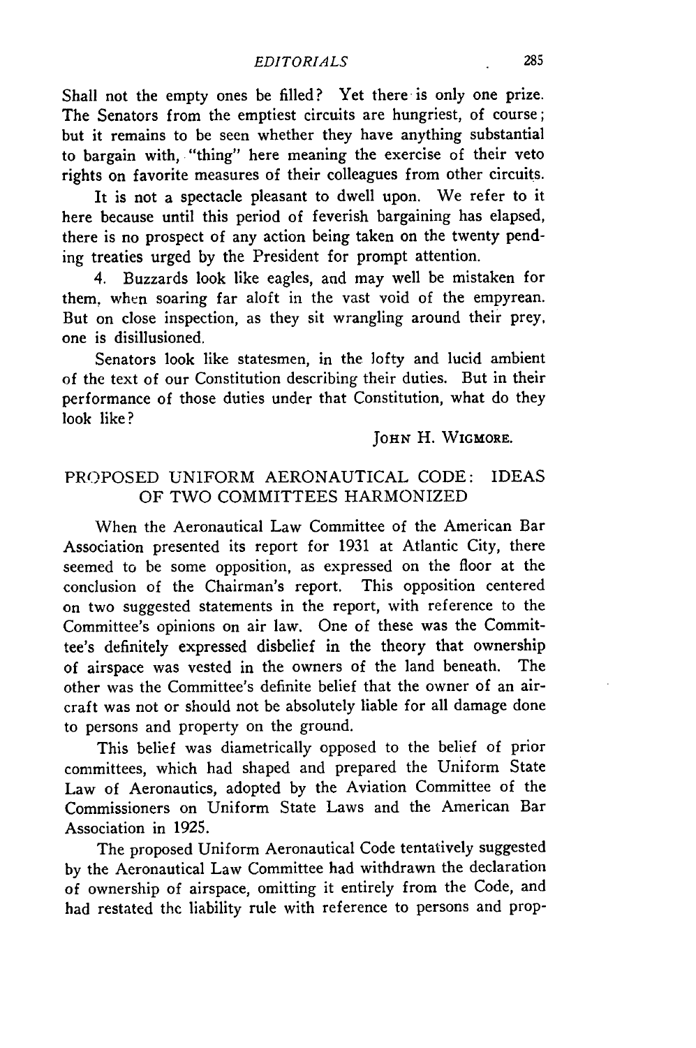Shall not the empty ones be filled? Yet there is only one prize. The Senators from the emptiest circuits are hungriest, of course; but it remains to be seen whether they have anything substantial to bargain with, "thing" here meaning the exercise of their veto rights on favorite measures of their colleagues from other circuits.

It is not a spectacle pleasant to dwell upon. We refer to it here because until this period of feverish bargaining has elapsed, there is no prospect of any action being taken on the twenty pending treaties urged by the President for prompt attention.

4. Buzzards look like eagles, and may well be mistaken for them, when soaring far aloft in the vast void of the empyrean. But on close inspection, as they sit wrangling around their prey, one is disillusioned.

Senators look like statesmen, in the lofty and lucid ambient of the text of our Constitution describing their duties. But in their performance of those duties under that Constitution, what do they look like?

JOHN H. WIGMORE.

## PROPOSED UNIFORM AERONAUTICAL CODE: IDEAS OF TWO COMMITTEES HARMONIZED

When the Aeronautical Law Committee of the American Bar Association presented its report for 1931 at Atlantic City, there seemed to be some opposition, as expressed on the floor at the conclusion of the Chairman's report. This opposition centered on two suggested statements in the report, with reference to the Committee's opinions on air law. One of these was the Committee's definitely expressed disbelief in the theory that ownership of airspace was vested in the owners of the land beneath. The other was the Committee's definite belief that the owner of an aircraft was not or should not be absolutely liable for all damage done to persons and property on the ground.

This belief was diametrically opposed to the belief of prior committees, which had shaped and prepared the Uniform State Law of Aeronautics, adopted by the Aviation Committee of the Commissioners on Uniform State Laws and the American Bar Association in 1925.

The proposed Uniform Aeronautical Code tentatively suggested by the Aeronautical Law Committee had withdrawn the declaration of ownership of airspace, omitting it entirely from the Code, and had restated the liability rule with reference to persons and prop-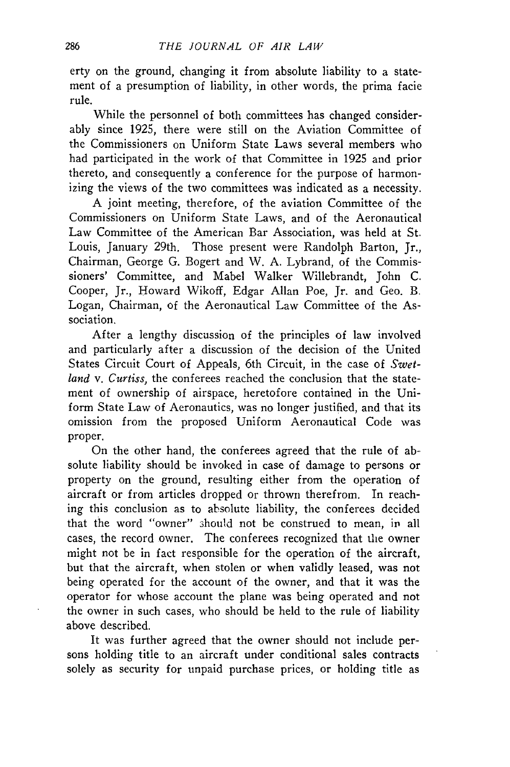erty on the ground, changing it from absolute liability to a statement of a presumption of liability, in other words, the prima facie rule.

While the personnel of both committees has changed considerably since 1925, there were still on the Aviation Committee of the Commissioners on Uniform State Laws several members who had participated in the work of that Committee in 1925 and prior thereto, and consequently a conference for the purpose of harmonizing the views of the two committees was indicated as a necessity.

A joint meeting, therefore, of the aviation Committee of the Commissioners on Uniform State Laws, and of the Aeronautical Law Committee of the American Bar Association, was held at St. Louis, January 29th. Those present were Randolph Barton, Jr., Chairman, George G. Bogert and W. A. Lybrand, of the Commissioners' Committee, and Mabel Walker Willebrandt, John C. Cooper, Jr., Howard Wikoff, Edgar Allan Poe, Jr. and Geo. B. Logan, Chairman, of the Aeronautical Law Committee of the Association.

After a lengthy discussion of the principles of law involved and particularly after a discussion of the decision of the United States Circuit Court of Appeals, 6th Circuit, in the case of *Swetland* v. *Curtiss*, the conferees reached the conclusion that the statement of ownership of airspace, heretofore contained in the Uniform State Law of Aeronautics, was no longer justified, and that its omission from the proposed Uniform Aeronautical Code was proper.

On the other hand, the conferees agreed that the rule of absolute liability should be invoked in case of damage to persons or property on the ground, resulting either from the operation of aircraft or from articles dropped or thrown therefrom. In reaching this conclusion as to absolute liability, the conferees decided that the word "owner" should not be construed to mean, in all cases, the record owner. The conferees recognized that the owner might not be in fact responsible for the operation of the aircraft, but that the aircraft, when stolen or when validly leased, was not being operated for the account of the owner, and that it was the operator for whose account the plane was being operated and not the owner in such cases, who should be held to the rule of liability above described.

It was further agreed that the owner should not include persons holding title to an aircraft under conditional sales contracts solely as security for unpaid purchase prices, or holding title as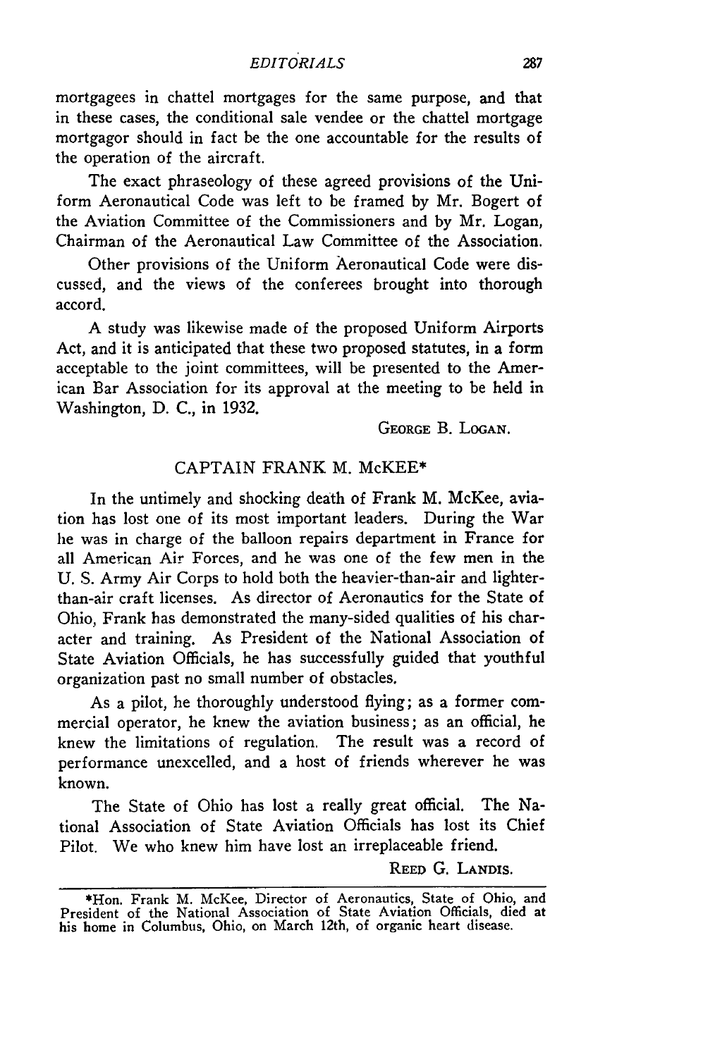mortgagees in chattel mortgages for the same purpose, and that in these cases, the conditional sale vendee or the chattel mortgage mortgagor should in fact be the one accountable for the results of the operation of the aircraft.

The exact phraseology of these agreed provisions of the Uniform Aeronautical Code was left to be framed by Mr. Bogert of the Aviation Committee of the Commissioners and by Mr. Logan, Chairman of the Aeronautical Law Committee of the Association.

Other provisions of the Uniform Aeronautical Code were discussed, and the views of the conferees brought into thorough accord.

A study was likewise made of the proposed Uniform Airports Act, and it is anticipated that these two proposed statutes, in a form acceptable to the joint committees, will be presented to the American Bar Association for its approval at the meeting to be held in Washington, D. C., in 1932.

GEORGE B. LOGAN.

## CAPTAIN FRANK M. McKEE*

In the untimely and shocking death of Frank M. McKee, aviation has lost one of its most important leaders. During the War he was in charge of the balloon repairs department in France for all American Air Forces, and he was one of the few men in the U. S. Army Air Corps to hold both the heavier-than-air and lighter-than-air craft licenses. As director of Aeronautics for the State of Ohio, Frank has demonstrated the many-sided qualities of his character and training. As President of the National Association of State Aviation Officials, he has successfully guided that youthful organization past no small number of obstacles.

As a pilot, he thoroughly understood flying; as a former commercial operator, he knew the aviation business; as an official, he knew the limitations of regulation. The result was a record of performance unexcelled, and a host of friends wherever he was known.

The State of Ohio has lost a really great official. The National Association of State Aviation Officials has lost its Chief Pilot. We who knew him have lost an irreplaceable friend.

REED G. LANDIS.

*Hon. Frank M. McKee, Director of Aeronautics, State of Ohio, and President of the National Association of State Aviation Officials, died at his home in Columbus, Ohio, on March 12th, of organic heart disease.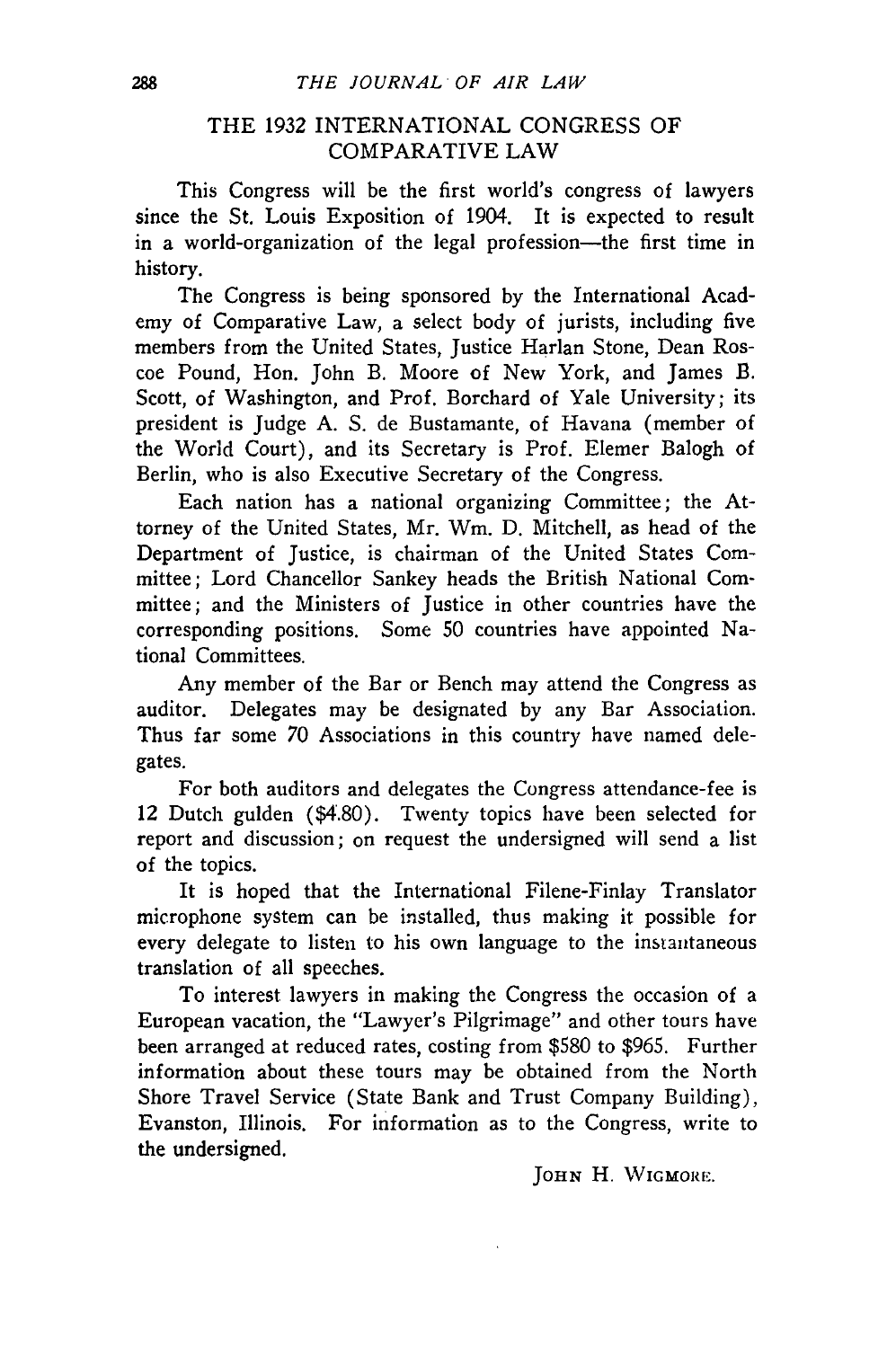## THE 1932 INTERNATIONAL CONGRESS OF COMPARATIVE LAW

This Congress will be the first world's congress of lawyers since the St. Louis Exposition of 1904. It is expected to result in a world-organization of the legal profession—the first time in history.

The Congress is being sponsored by the International Academy of Comparative Law, a select body of jurists, including five members from the United States, Justice Harlan Stone, Dean Roscoe Pound, Hon. John B. Moore of New York, and James B. Scott, of Washington, and Prof. Borchard of Yale University; its president is Judge A. S. de Bustamante, of Havana (member of the World Court), and its Secretary is Prof. Elemer Balogh of Berlin, who is also Executive Secretary of the Congress.

Each nation has a national organizing Committee; the Attorney of the United States, Mr. Wm. D. Mitchell, as head of the Department of Justice, is chairman of the United States Committee; Lord Chancellor Sankey heads the British National Committee; and the Ministers of Justice in other countries have the corresponding positions. Some 50 countries have appointed National Committees.

Any member of the Bar or Bench may attend the Congress as auditor. Delegates may be designated by any Bar Association. Thus far some 70 Associations in this country have named delegates.

For both auditors and delegates the Congress attendance-fee is 12 Dutch gulden ($4.80). Twenty topics have been selected for report and discussion; on request the undersigned will send a list of the topics.

It is hoped that the International Filene-Finlay Translator microphone system can be installed, thus making it possible for every delegate to listen to his own language to the instantaneous translation of all speeches.

To interest lawyers in making the Congress the occasion of a European vacation, the "Lawyer's Pilgrimage" and other tours have been arranged at reduced rates, costing from $580 to $965. Further information about these tours may be obtained from the North Shore Travel Service (State Bank and Trust Company Building), Evanston, Illinois. For information as to the Congress, write to the undersigned.

JOHN H. WIGMORE.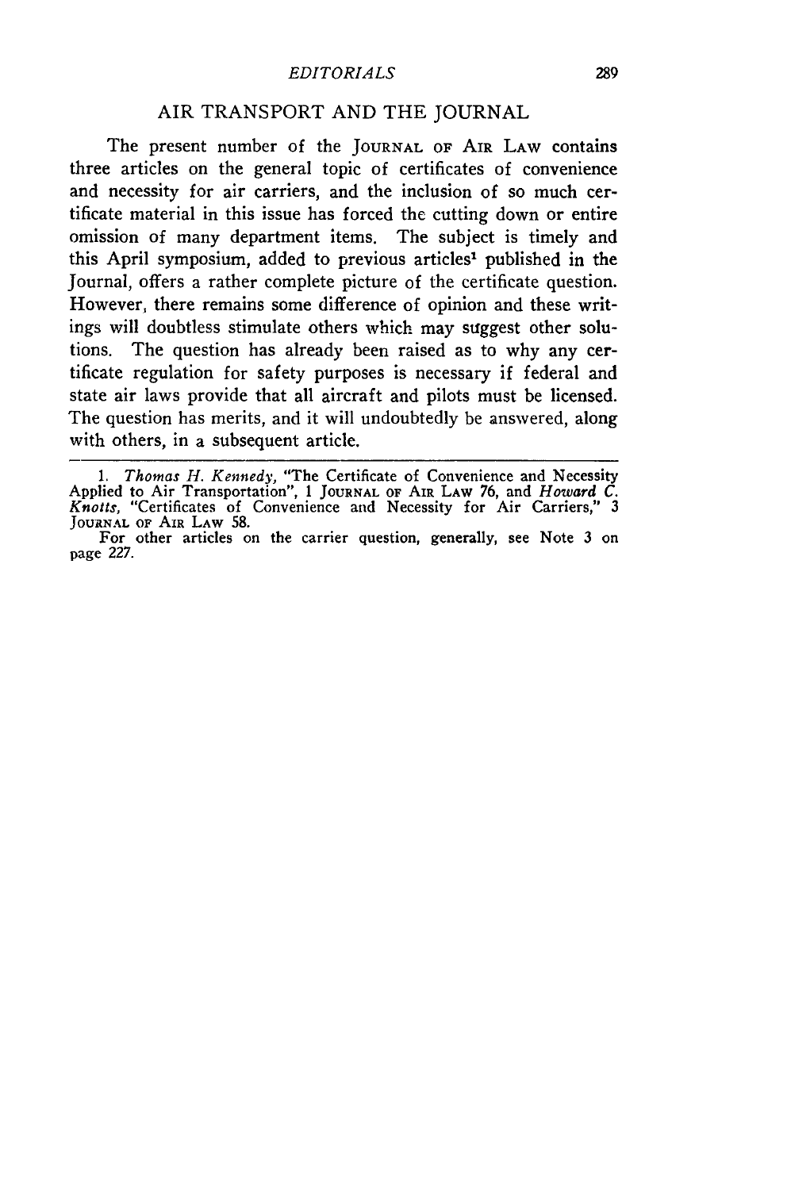## AIR TRANSPORT AND THE JOURNAL

The present number of the JOURNAL OF AIR LAW contains three articles on the general topic of certificates of convenience and necessity for air carriers, and the inclusion of so much certificate material in this issue has forced the cutting down or entire omission of many department items. The subject is timely and this April symposium, added to previous articles[1] published in the Journal, offers a rather complete picture of the certificate question. However, there remains some difference of opinion and these writings will doubtless stimulate others which may suggest other solutions. The question has already been raised as to why any certificate regulation for safety purposes is necessary if federal and state air laws provide that all aircraft and pilots must be licensed. The question has merits, and it will undoubtedly be answered, along with others, in a subsequent article.

---

1. *Thomas H. Kennedy*, "The Certificate of Convenience and Necessity Applied to Air Transportation", 1 JOURNAL OF AIR LAW 76, and *Howard C. Knotts*, "Certificates of Convenience and Necessity for Air Carriers," 3 JOURNAL OF AIR LAW 58.

For other articles on the carrier question, generally, see Note 3 on page 227.